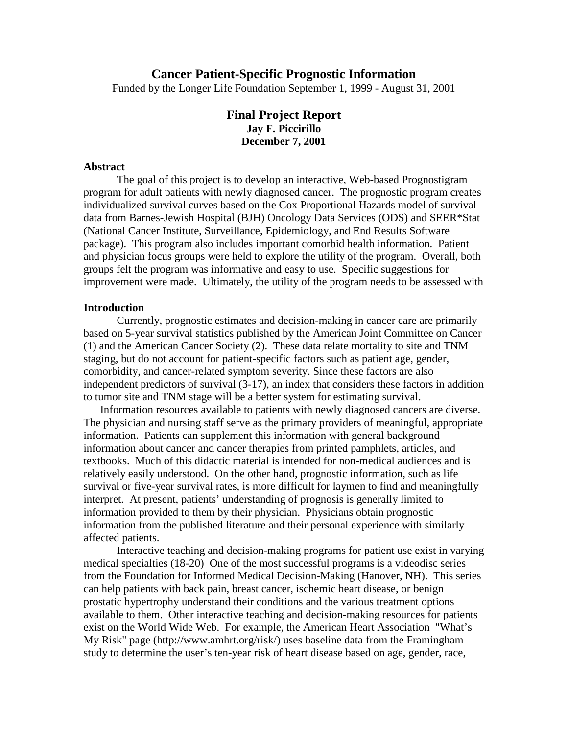# Cancer Patient-Specific Prognostic Information

Funded by the Longer Life Foundation September 1, 1999 - August 31, 2001

## Final Project Report

**Jay F. Piccirillo**
**December 7, 2001**

### Abstract

The goal of this project is to develop an interactive, Web-based Prognostigram program for adult patients with newly diagnosed cancer. The prognostic program creates individualized survival curves based on the Cox Proportional Hazards model of survival data from Barnes-Jewish Hospital (BJH) Oncology Data Services (ODS) and SEER*Stat (National Cancer Institute, Surveillance, Epidemiology, and End Results Software package). This program also includes important comorbid health information. Patient and physician focus groups were held to explore the utility of the program. Overall, both groups felt the program was informative and easy to use. Specific suggestions for improvement were made. Ultimately, the utility of the program needs to be assessed with

### Introduction

Currently, prognostic estimates and decision-making in cancer care are primarily based on 5-year survival statistics published by the American Joint Committee on Cancer (1) and the American Cancer Society (2). These data relate mortality to site and TNM staging, but do not account for patient-specific factors such as patient age, gender, comorbidity, and cancer-related symptom severity. Since these factors are also independent predictors of survival (3-17), an index that considers these factors in addition to tumor site and TNM stage will be a better system for estimating survival.

Information resources available to patients with newly diagnosed cancers are diverse. The physician and nursing staff serve as the primary providers of meaningful, appropriate information. Patients can supplement this information with general background information about cancer and cancer therapies from printed pamphlets, articles, and textbooks. Much of this didactic material is intended for non-medical audiences and is relatively easily understood. On the other hand, prognostic information, such as life survival or five-year survival rates, is more difficult for laymen to find and meaningfully interpret. At present, patients' understanding of prognosis is generally limited to information provided to them by their physician. Physicians obtain prognostic information from the published literature and their personal experience with similarly affected patients.

Interactive teaching and decision-making programs for patient use exist in varying medical specialties (18-20) One of the most successful programs is a videodisc series from the Foundation for Informed Medical Decision-Making (Hanover, NH). This series can help patients with back pain, breast cancer, ischemic heart disease, or benign prostatic hypertrophy understand their conditions and the various treatment options available to them. Other interactive teaching and decision-making resources for patients exist on the World Wide Web. For example, the American Heart Association "What's My Risk" page (http://www.amhrt.org/risk/) uses baseline data from the Framingham study to determine the user's ten-year risk of heart disease based on age, gender, race,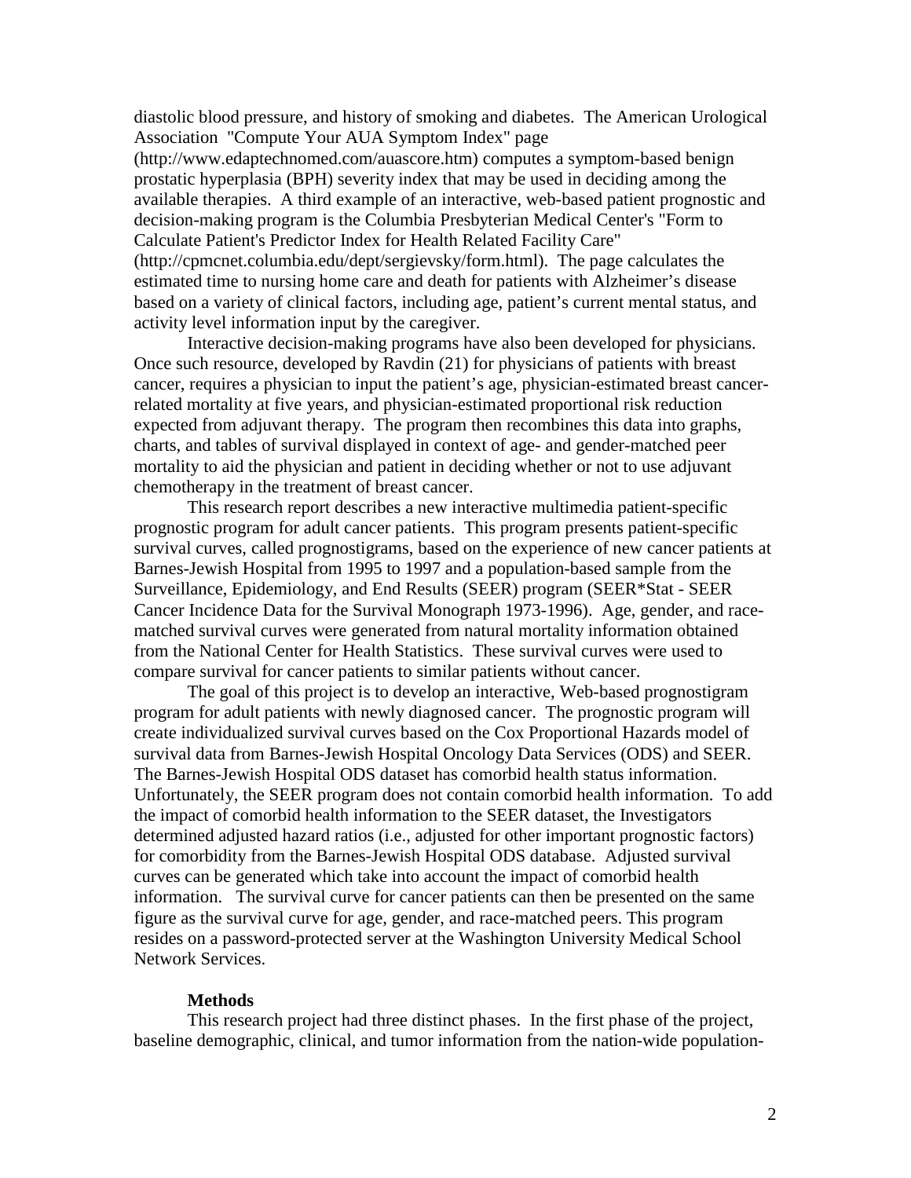diastolic blood pressure, and history of smoking and diabetes. The American Urological Association "Compute Your AUA Symptom Index" page (http://www.edaptechnomed.com/auascore.htm) computes a symptom-based benign prostatic hyperplasia (BPH) severity index that may be used in deciding among the available therapies. A third example of an interactive, web-based patient prognostic and decision-making program is the Columbia Presbyterian Medical Center's "Form to Calculate Patient's Predictor Index for Health Related Facility Care" (http://cpmcnet.columbia.edu/dept/sergievsky/form.html). The page calculates the estimated time to nursing home care and death for patients with Alzheimer's disease based on a variety of clinical factors, including age, patient's current mental status, and activity level information input by the caregiver.

Interactive decision-making programs have also been developed for physicians. Once such resource, developed by Ravdin (21) for physicians of patients with breast cancer, requires a physician to input the patient's age, physician-estimated breast cancer-related mortality at five years, and physician-estimated proportional risk reduction expected from adjuvant therapy. The program then recombines this data into graphs, charts, and tables of survival displayed in context of age- and gender-matched peer mortality to aid the physician and patient in deciding whether or not to use adjuvant chemotherapy in the treatment of breast cancer.

This research report describes a new interactive multimedia patient-specific prognostic program for adult cancer patients. This program presents patient-specific survival curves, called prognostigrams, based on the experience of new cancer patients at Barnes-Jewish Hospital from 1995 to 1997 and a population-based sample from the Surveillance, Epidemiology, and End Results (SEER) program (SEER*Stat - SEER Cancer Incidence Data for the Survival Monograph 1973-1996). Age, gender, and race-matched survival curves were generated from natural mortality information obtained from the National Center for Health Statistics. These survival curves were used to compare survival for cancer patients to similar patients without cancer.

The goal of this project is to develop an interactive, Web-based prognostigram program for adult patients with newly diagnosed cancer. The prognostic program will create individualized survival curves based on the Cox Proportional Hazards model of survival data from Barnes-Jewish Hospital Oncology Data Services (ODS) and SEER. The Barnes-Jewish Hospital ODS dataset has comorbid health status information. Unfortunately, the SEER program does not contain comorbid health information. To add the impact of comorbid health information to the SEER dataset, the Investigators determined adjusted hazard ratios (i.e., adjusted for other important prognostic factors) for comorbidity from the Barnes-Jewish Hospital ODS database. Adjusted survival curves can be generated which take into account the impact of comorbid health information. The survival curve for cancer patients can then be presented on the same figure as the survival curve for age, gender, and race-matched peers. This program resides on a password-protected server at the Washington University Medical School Network Services.

## Methods

This research project had three distinct phases. In the first phase of the project, baseline demographic, clinical, and tumor information from the nation-wide population-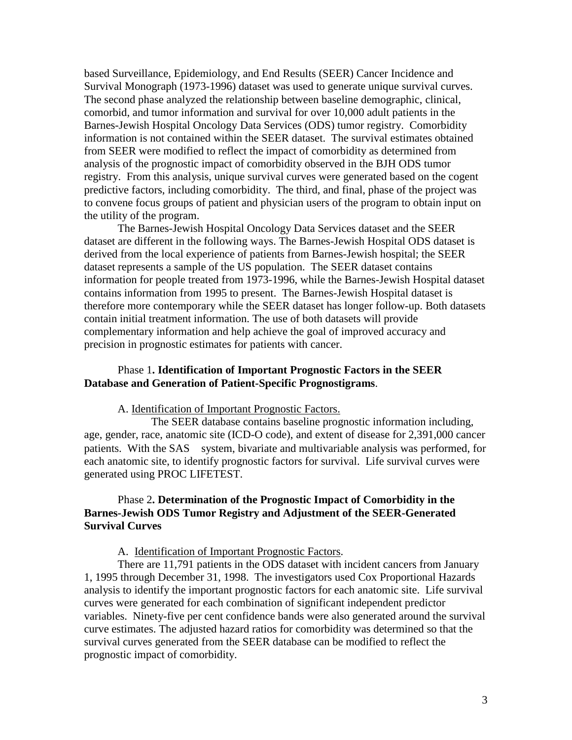based Surveillance, Epidemiology, and End Results (SEER) Cancer Incidence and Survival Monograph (1973-1996) dataset was used to generate unique survival curves. The second phase analyzed the relationship between baseline demographic, clinical, comorbid, and tumor information and survival for over 10,000 adult patients in the Barnes-Jewish Hospital Oncology Data Services (ODS) tumor registry. Comorbidity information is not contained within the SEER dataset. The survival estimates obtained from SEER were modified to reflect the impact of comorbidity as determined from analysis of the prognostic impact of comorbidity observed in the BJH ODS tumor registry. From this analysis, unique survival curves were generated based on the cogent predictive factors, including comorbidity. The third, and final, phase of the project was to convene focus groups of patient and physician users of the program to obtain input on the utility of the program.

The Barnes-Jewish Hospital Oncology Data Services dataset and the SEER dataset are different in the following ways. The Barnes-Jewish Hospital ODS dataset is derived from the local experience of patients from Barnes-Jewish hospital; the SEER dataset represents a sample of the US population. The SEER dataset contains information for people treated from 1973-1996, while the Barnes-Jewish Hospital dataset contains information from 1995 to present. The Barnes-Jewish Hospital dataset is therefore more contemporary while the SEER dataset has longer follow-up. Both datasets contain initial treatment information. The use of both datasets will provide complementary information and help achieve the goal of improved accuracy and precision in prognostic estimates for patients with cancer.

### Phase 1. Identification of Important Prognostic Factors in the SEER Database and Generation of Patient-Specific Prognostigrams.

A. Identification of Important Prognostic Factors.

The SEER database contains baseline prognostic information including, age, gender, race, anatomic site (ICD-O code), and extent of disease for 2,391,000 cancer patients. With the SAS system, bivariate and multivariable analysis was performed, for each anatomic site, to identify prognostic factors for survival. Life survival curves were generated using PROC LIFETEST.

### Phase 2. Determination of the Prognostic Impact of Comorbidity in the Barnes-Jewish ODS Tumor Registry and Adjustment of the SEER-Generated Survival Curves

A. Identification of Important Prognostic Factors.

There are 11,791 patients in the ODS dataset with incident cancers from January 1, 1995 through December 31, 1998. The investigators used Cox Proportional Hazards analysis to identify the important prognostic factors for each anatomic site. Life survival curves were generated for each combination of significant independent predictor variables. Ninety-five per cent confidence bands were also generated around the survival curve estimates. The adjusted hazard ratios for comorbidity was determined so that the survival curves generated from the SEER database can be modified to reflect the prognostic impact of comorbidity.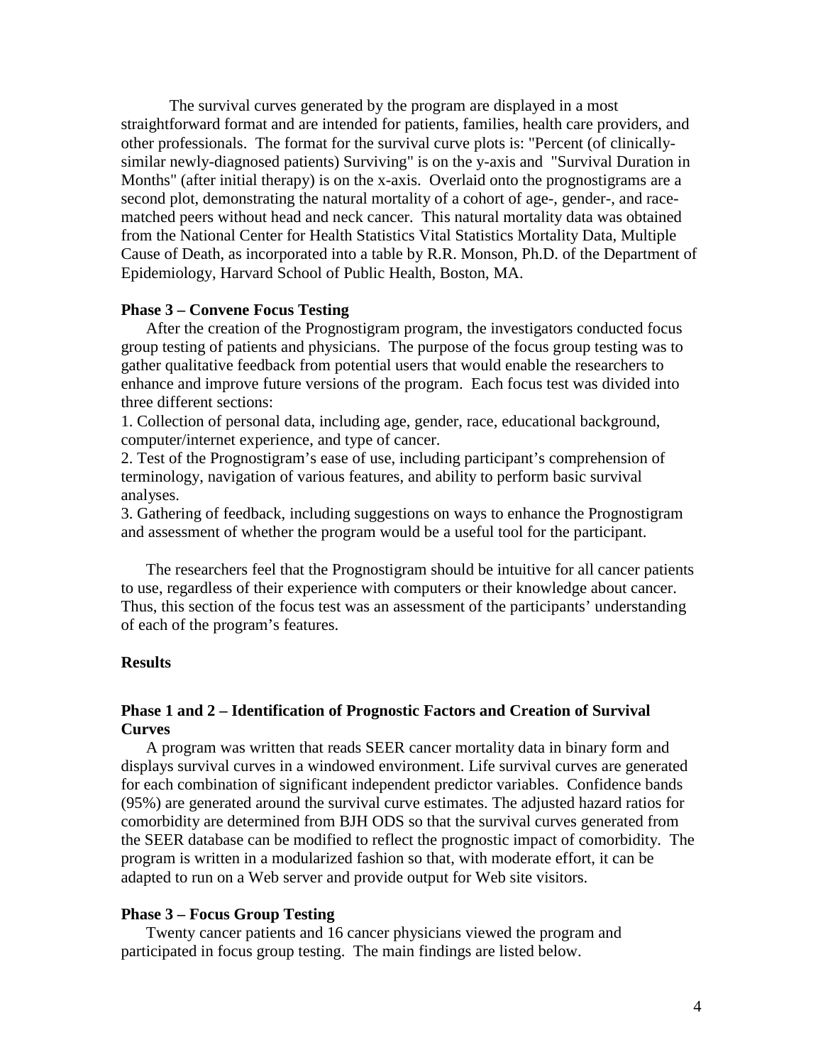The survival curves generated by the program are displayed in a most straightforward format and are intended for patients, families, health care providers, and other professionals. The format for the survival curve plots is: "Percent (of clinically-similar newly-diagnosed patients) Surviving" is on the y-axis and "Survival Duration in Months" (after initial therapy) is on the x-axis. Overlaid onto the prognostigrams are a second plot, demonstrating the natural mortality of a cohort of age-, gender-, and race-matched peers without head and neck cancer. This natural mortality data was obtained from the National Center for Health Statistics Vital Statistics Mortality Data, Multiple Cause of Death, as incorporated into a table by R.R. Monson, Ph.D. of the Department of Epidemiology, Harvard School of Public Health, Boston, MA.

**Phase 3 – Convene Focus Testing**

After the creation of the Prognostigram program, the investigators conducted focus group testing of patients and physicians. The purpose of the focus group testing was to gather qualitative feedback from potential users that would enable the researchers to enhance and improve future versions of the program. Each focus test was divided into three different sections:

1. Collection of personal data, including age, gender, race, educational background, computer/internet experience, and type of cancer.
2. Test of the Prognostigram's ease of use, including participant's comprehension of terminology, navigation of various features, and ability to perform basic survival analyses.
3. Gathering of feedback, including suggestions on ways to enhance the Prognostigram and assessment of whether the program would be a useful tool for the participant.

The researchers feel that the Prognostigram should be intuitive for all cancer patients to use, regardless of their experience with computers or their knowledge about cancer. Thus, this section of the focus test was an assessment of the participants' understanding of each of the program's features.

**Results**

**Phase 1 and 2 – Identification of Prognostic Factors and Creation of Survival Curves**

A program was written that reads SEER cancer mortality data in binary form and displays survival curves in a windowed environment. Life survival curves are generated for each combination of significant independent predictor variables. Confidence bands (95%) are generated around the survival curve estimates. The adjusted hazard ratios for comorbidity are determined from BJH ODS so that the survival curves generated from the SEER database can be modified to reflect the prognostic impact of comorbidity. The program is written in a modularized fashion so that, with moderate effort, it can be adapted to run on a Web server and provide output for Web site visitors.

**Phase 3 – Focus Group Testing**

Twenty cancer patients and 16 cancer physicians viewed the program and participated in focus group testing. The main findings are listed below.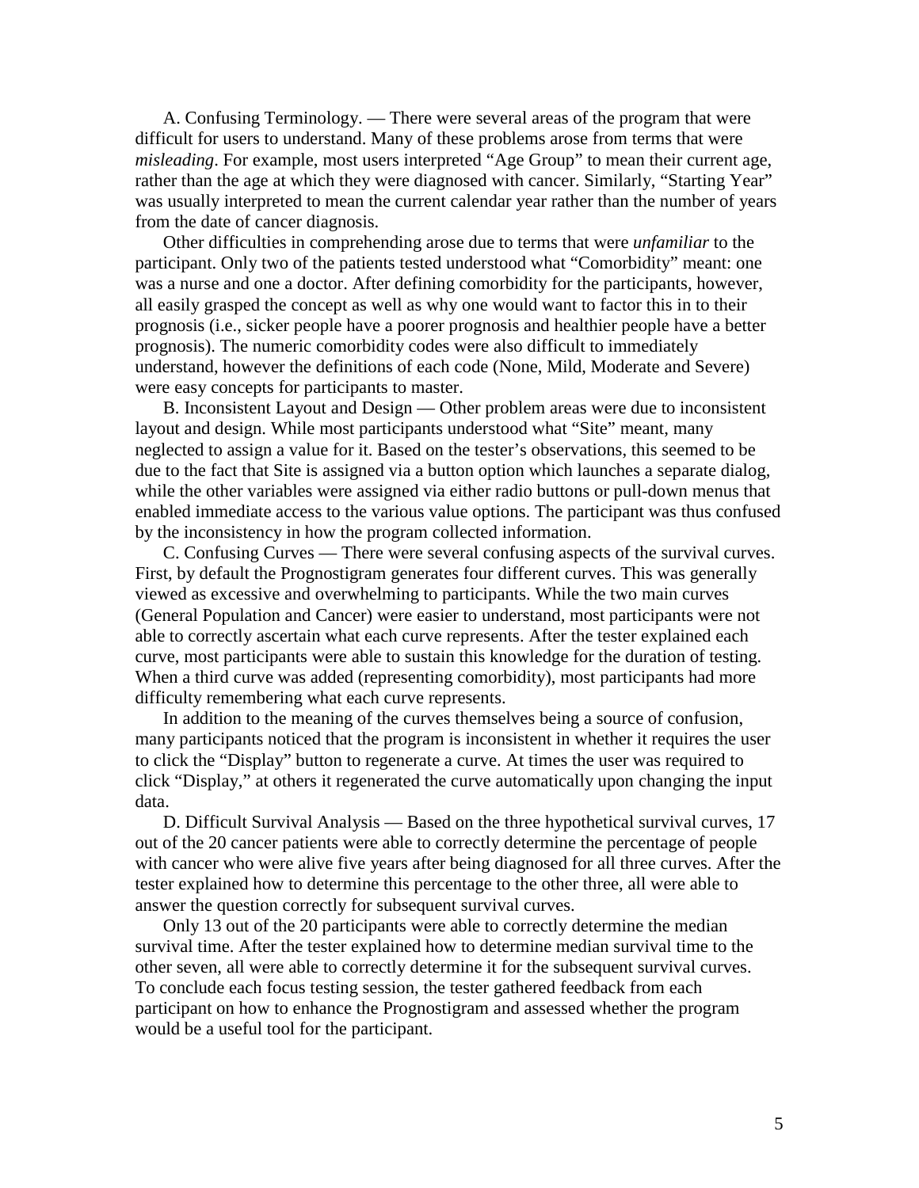A. Confusing Terminology. — There were several areas of the program that were difficult for users to understand. Many of these problems arose from terms that were *misleading*. For example, most users interpreted "Age Group" to mean their current age, rather than the age at which they were diagnosed with cancer. Similarly, "Starting Year" was usually interpreted to mean the current calendar year rather than the number of years from the date of cancer diagnosis.

Other difficulties in comprehending arose due to terms that were *unfamiliar* to the participant. Only two of the patients tested understood what "Comorbidity" meant: one was a nurse and one a doctor. After defining comorbidity for the participants, however, all easily grasped the concept as well as why one would want to factor this in to their prognosis (i.e., sicker people have a poorer prognosis and healthier people have a better prognosis). The numeric comorbidity codes were also difficult to immediately understand, however the definitions of each code (None, Mild, Moderate and Severe) were easy concepts for participants to master.

B. Inconsistent Layout and Design — Other problem areas were due to inconsistent layout and design. While most participants understood what "Site" meant, many neglected to assign a value for it. Based on the tester's observations, this seemed to be due to the fact that Site is assigned via a button option which launches a separate dialog, while the other variables were assigned via either radio buttons or pull-down menus that enabled immediate access to the various value options. The participant was thus confused by the inconsistency in how the program collected information.

C. Confusing Curves — There were several confusing aspects of the survival curves. First, by default the Prognostigram generates four different curves. This was generally viewed as excessive and overwhelming to participants. While the two main curves (General Population and Cancer) were easier to understand, most participants were not able to correctly ascertain what each curve represents. After the tester explained each curve, most participants were able to sustain this knowledge for the duration of testing. When a third curve was added (representing comorbidity), most participants had more difficulty remembering what each curve represents.

In addition to the meaning of the curves themselves being a source of confusion, many participants noticed that the program is inconsistent in whether it requires the user to click the "Display" button to regenerate a curve. At times the user was required to click "Display," at others it regenerated the curve automatically upon changing the input data.

D. Difficult Survival Analysis — Based on the three hypothetical survival curves, 17 out of the 20 cancer patients were able to correctly determine the percentage of people with cancer who were alive five years after being diagnosed for all three curves. After the tester explained how to determine this percentage to the other three, all were able to answer the question correctly for subsequent survival curves.

Only 13 out of the 20 participants were able to correctly determine the median survival time. After the tester explained how to determine median survival time to the other seven, all were able to correctly determine it for the subsequent survival curves. To conclude each focus testing session, the tester gathered feedback from each participant on how to enhance the Prognostigram and assessed whether the program would be a useful tool for the participant.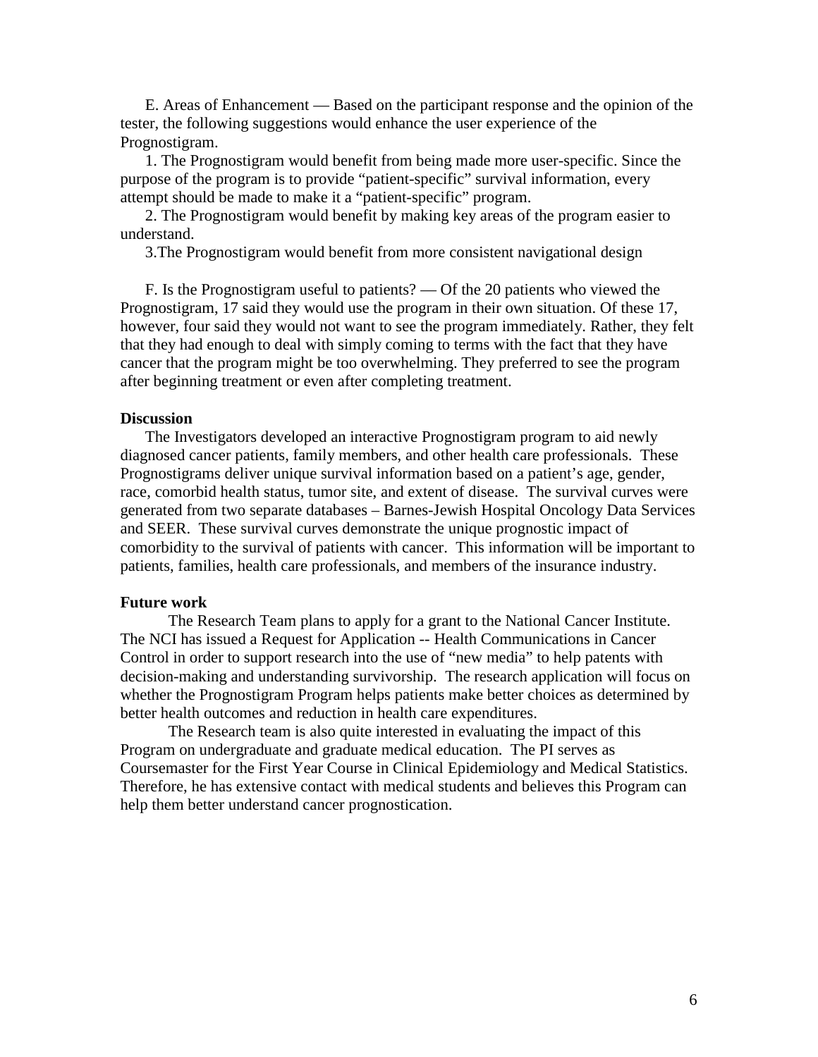E. Areas of Enhancement — Based on the participant response and the opinion of the tester, the following suggestions would enhance the user experience of the Prognostigram.

1. The Prognostigram would benefit from being made more user-specific. Since the purpose of the program is to provide "patient-specific" survival information, every attempt should be made to make it a "patient-specific" program.

2. The Prognostigram would benefit by making key areas of the program easier to understand.

3.The Prognostigram would benefit from more consistent navigational design

F. Is the Prognostigram useful to patients? — Of the 20 patients who viewed the Prognostigram, 17 said they would use the program in their own situation. Of these 17, however, four said they would not want to see the program immediately. Rather, they felt that they had enough to deal with simply coming to terms with the fact that they have cancer that the program might be too overwhelming. They preferred to see the program after beginning treatment or even after completing treatment.

**Discussion**

The Investigators developed an interactive Prognostigram program to aid newly diagnosed cancer patients, family members, and other health care professionals. These Prognostigrams deliver unique survival information based on a patient's age, gender, race, comorbid health status, tumor site, and extent of disease. The survival curves were generated from two separate databases – Barnes-Jewish Hospital Oncology Data Services and SEER. These survival curves demonstrate the unique prognostic impact of comorbidity to the survival of patients with cancer. This information will be important to patients, families, health care professionals, and members of the insurance industry.

**Future work**

The Research Team plans to apply for a grant to the National Cancer Institute. The NCI has issued a Request for Application -- Health Communications in Cancer Control in order to support research into the use of "new media" to help patents with decision-making and understanding survivorship. The research application will focus on whether the Prognostigram Program helps patients make better choices as determined by better health outcomes and reduction in health care expenditures.

The Research team is also quite interested in evaluating the impact of this Program on undergraduate and graduate medical education. The PI serves as Coursemaster for the First Year Course in Clinical Epidemiology and Medical Statistics. Therefore, he has extensive contact with medical students and believes this Program can help them better understand cancer prognostication.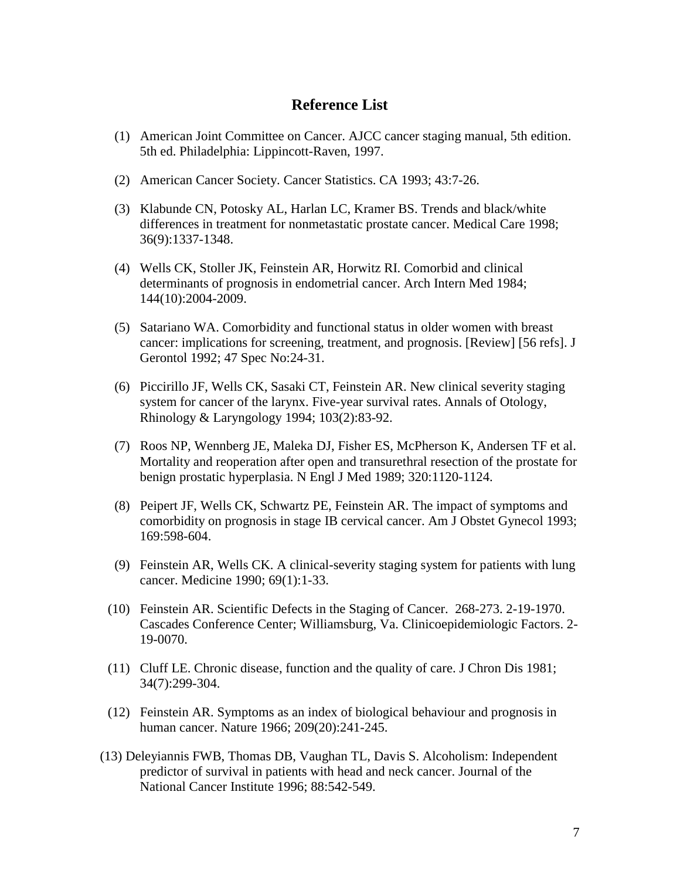## Reference List

(1) American Joint Committee on Cancer. AJCC cancer staging manual, 5th edition. 5th ed. Philadelphia: Lippincott-Raven, 1997.

(2) American Cancer Society. Cancer Statistics. CA 1993; 43:7-26.

(3) Klabunde CN, Potosky AL, Harlan LC, Kramer BS. Trends and black/white differences in treatment for nonmetastatic prostate cancer. Medical Care 1998; 36(9):1337-1348.

(4) Wells CK, Stoller JK, Feinstein AR, Horwitz RI. Comorbid and clinical determinants of prognosis in endometrial cancer. Arch Intern Med 1984; 144(10):2004-2009.

(5) Satariano WA. Comorbidity and functional status in older women with breast cancer: implications for screening, treatment, and prognosis. [Review] [56 refs]. J Gerontol 1992; 47 Spec No:24-31.

(6) Piccirillo JF, Wells CK, Sasaki CT, Feinstein AR. New clinical severity staging system for cancer of the larynx. Five-year survival rates. Annals of Otology, Rhinology & Laryngology 1994; 103(2):83-92.

(7) Roos NP, Wennberg JE, Maleka DJ, Fisher ES, McPherson K, Andersen TF et al. Mortality and reoperation after open and transurethral resection of the prostate for benign prostatic hyperplasia. N Engl J Med 1989; 320:1120-1124.

(8) Peipert JF, Wells CK, Schwartz PE, Feinstein AR. The impact of symptoms and comorbidity on prognosis in stage IB cervical cancer. Am J Obstet Gynecol 1993; 169:598-604.

(9) Feinstein AR, Wells CK. A clinical-severity staging system for patients with lung cancer. Medicine 1990; 69(1):1-33.

(10) Feinstein AR. Scientific Defects in the Staging of Cancer. 268-273. 2-19-1970. Cascades Conference Center; Williamsburg, Va. Clinicoepidemiologic Factors. 2-19-0070.

(11) Cluff LE. Chronic disease, function and the quality of care. J Chron Dis 1981; 34(7):299-304.

(12) Feinstein AR. Symptoms as an index of biological behaviour and prognosis in human cancer. Nature 1966; 209(20):241-245.

(13) Deleyiannis FWB, Thomas DB, Vaughan TL, Davis S. Alcoholism: Independent predictor of survival in patients with head and neck cancer. Journal of the National Cancer Institute 1996; 88:542-549.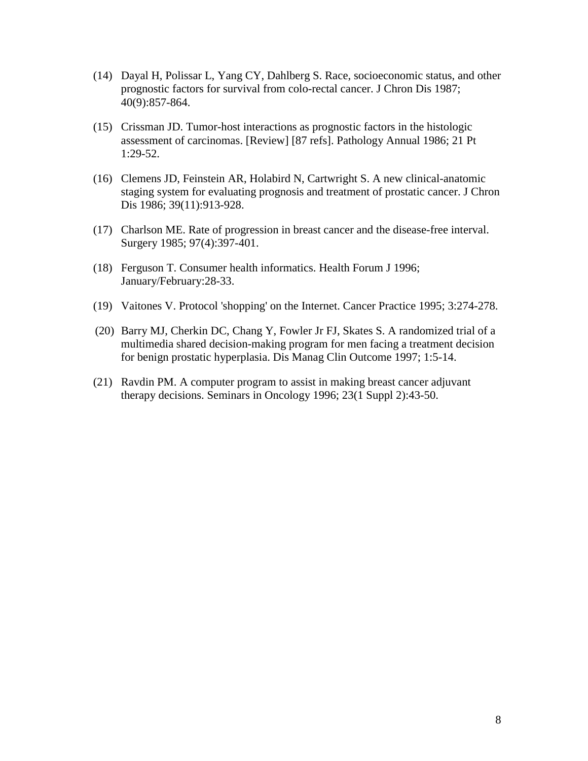(14) Dayal H, Polissar L, Yang CY, Dahlberg S. Race, socioeconomic status, and other prognostic factors for survival from colo-rectal cancer. J Chron Dis 1987; 40(9):857-864.

(15) Crissman JD. Tumor-host interactions as prognostic factors in the histologic assessment of carcinomas. [Review] [87 refs]. Pathology Annual 1986; 21 Pt 1:29-52.

(16) Clemens JD, Feinstein AR, Holabird N, Cartwright S. A new clinical-anatomic staging system for evaluating prognosis and treatment of prostatic cancer. J Chron Dis 1986; 39(11):913-928.

(17) Charlson ME. Rate of progression in breast cancer and the disease-free interval. Surgery 1985; 97(4):397-401.

(18) Ferguson T. Consumer health informatics. Health Forum J 1996; January/February:28-33.

(19) Vaitones V. Protocol 'shopping' on the Internet. Cancer Practice 1995; 3:274-278.

(20) Barry MJ, Cherkin DC, Chang Y, Fowler Jr FJ, Skates S. A randomized trial of a multimedia shared decision-making program for men facing a treatment decision for benign prostatic hyperplasia. Dis Manag Clin Outcome 1997; 1:5-14.

(21) Ravdin PM. A computer program to assist in making breast cancer adjuvant therapy decisions. Seminars in Oncology 1996; 23(1 Suppl 2):43-50.